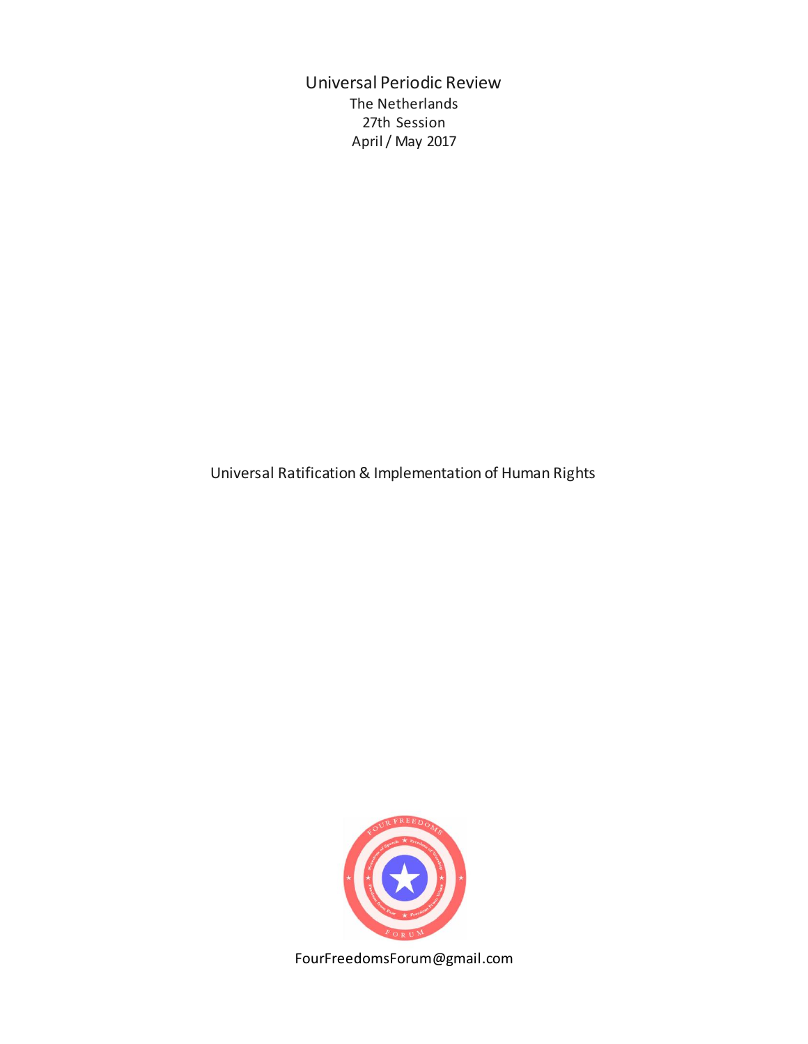# Universal Periodic Review

The Netherlands

27th Session

April / May 2017

## Universal Ratification & Implementation of Human Rights

FourFreedomsForum@gmail.com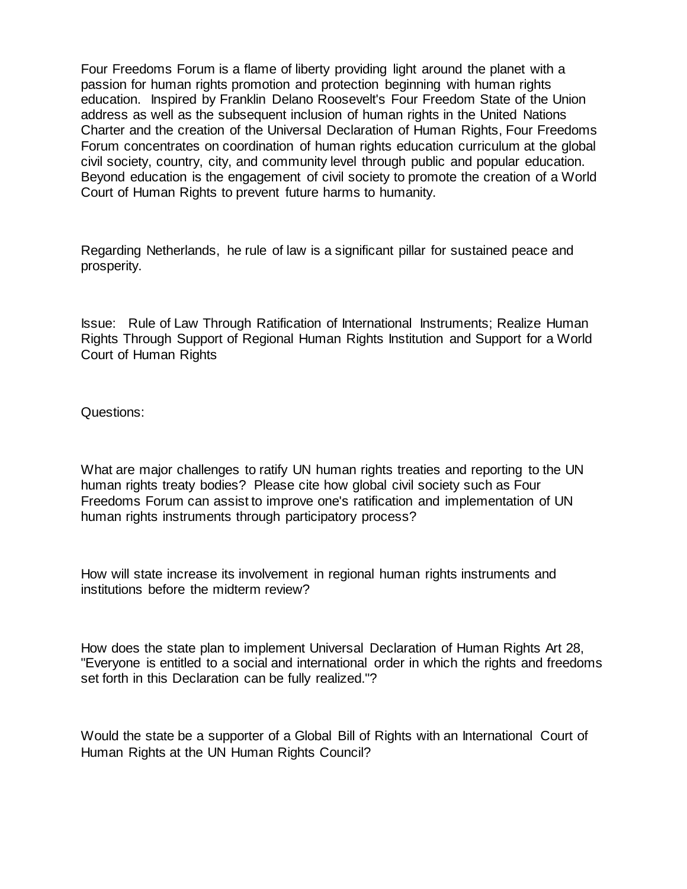Four Freedoms Forum is a flame of liberty providing light around the planet with a passion for human rights promotion and protection beginning with human rights education. Inspired by Franklin Delano Roosevelt's Four Freedom State of the Union address as well as the subsequent inclusion of human rights in the United Nations Charter and the creation of the Universal Declaration of Human Rights, Four Freedoms Forum concentrates on coordination of human rights education curriculum at the global civil society, country, city, and community level through public and popular education. Beyond education is the engagement of civil society to promote the creation of a World Court of Human Rights to prevent future harms to humanity.

Regarding Netherlands, he rule of law is a significant pillar for sustained peace and prosperity.

Issue: Rule of Law Through Ratification of International Instruments; Realize Human Rights Through Support of Regional Human Rights Institution and Support for a World Court of Human Rights

Questions:

What are major challenges to ratify UN human rights treaties and reporting to the UN human rights treaty bodies? Please cite how global civil society such as Four Freedoms Forum can assist to improve one's ratification and implementation of UN human rights instruments through participatory process?

How will state increase its involvement in regional human rights instruments and institutions before the midterm review?

How does the state plan to implement Universal Declaration of Human Rights Art 28, "Everyone is entitled to a social and international order in which the rights and freedoms set forth in this Declaration can be fully realized."?

Would the state be a supporter of a Global Bill of Rights with an International Court of Human Rights at the UN Human Rights Council?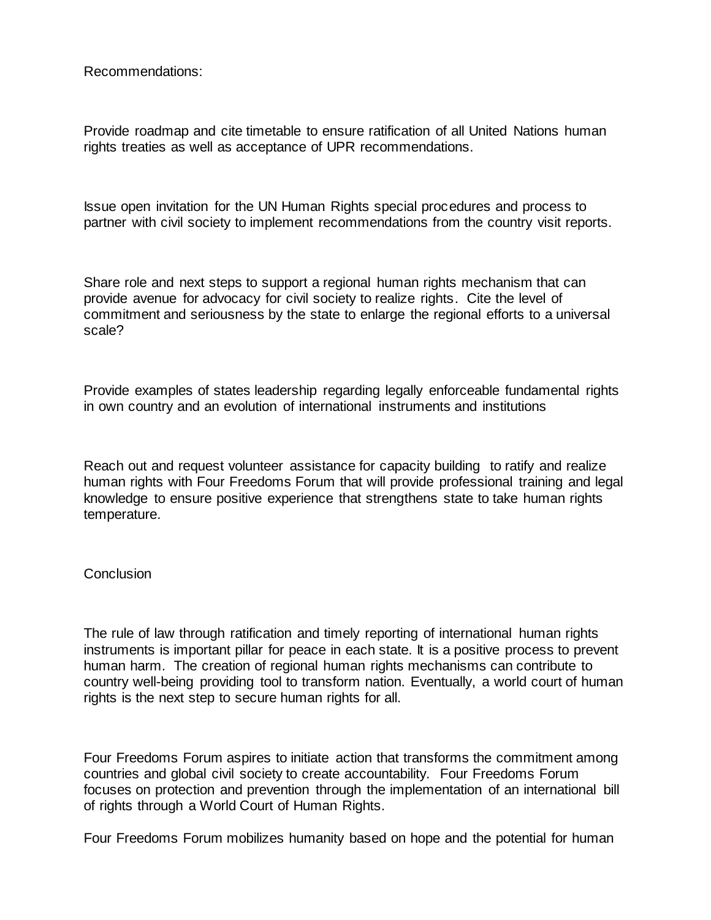Recommendations:

Provide roadmap and cite timetable to ensure ratification of all United Nations human rights treaties as well as acceptance of UPR recommendations.

Issue open invitation for the UN Human Rights special procedures and process to partner with civil society to implement recommendations from the country visit reports.

Share role and next steps to support a regional human rights mechanism that can provide avenue for advocacy for civil society to realize rights. Cite the level of commitment and seriousness by the state to enlarge the regional efforts to a universal scale?

Provide examples of states leadership regarding legally enforceable fundamental rights in own country and an evolution of international instruments and institutions

Reach out and request volunteer assistance for capacity building to ratify and realize human rights with Four Freedoms Forum that will provide professional training and legal knowledge to ensure positive experience that strengthens state to take human rights temperature.

Conclusion

The rule of law through ratification and timely reporting of international human rights instruments is important pillar for peace in each state. It is a positive process to prevent human harm. The creation of regional human rights mechanisms can contribute to country well-being providing tool to transform nation. Eventually, a world court of human rights is the next step to secure human rights for all.

Four Freedoms Forum aspires to initiate action that transforms the commitment among countries and global civil society to create accountability. Four Freedoms Forum focuses on protection and prevention through the implementation of an international bill of rights through a World Court of Human Rights.

Four Freedoms Forum mobilizes humanity based on hope and the potential for human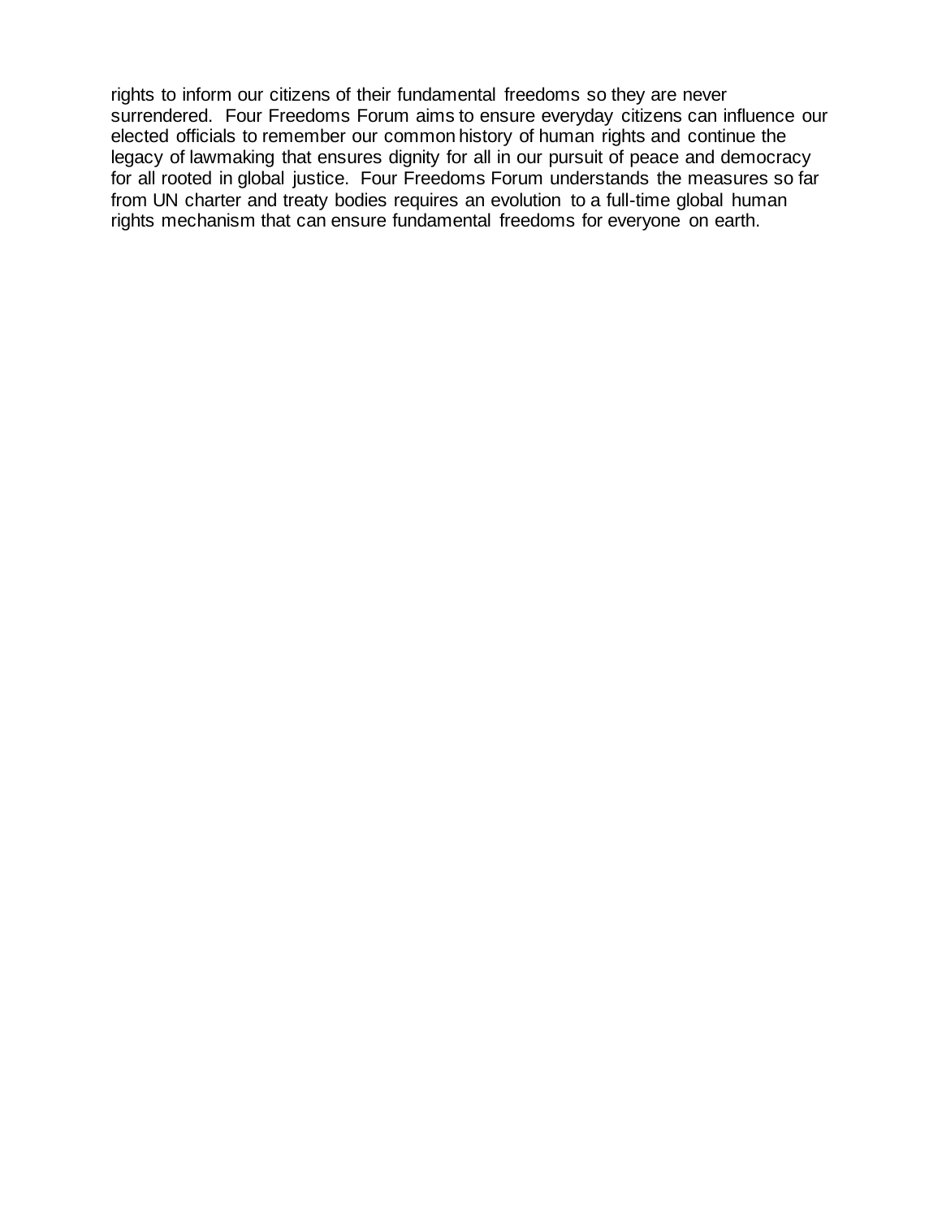rights to inform our citizens of their fundamental freedoms so they are never surrendered. Four Freedoms Forum aims to ensure everyday citizens can influence our elected officials to remember our common history of human rights and continue the legacy of lawmaking that ensures dignity for all in our pursuit of peace and democracy for all rooted in global justice. Four Freedoms Forum understands the measures so far from UN charter and treaty bodies requires an evolution to a full-time global human rights mechanism that can ensure fundamental freedoms for everyone on earth.